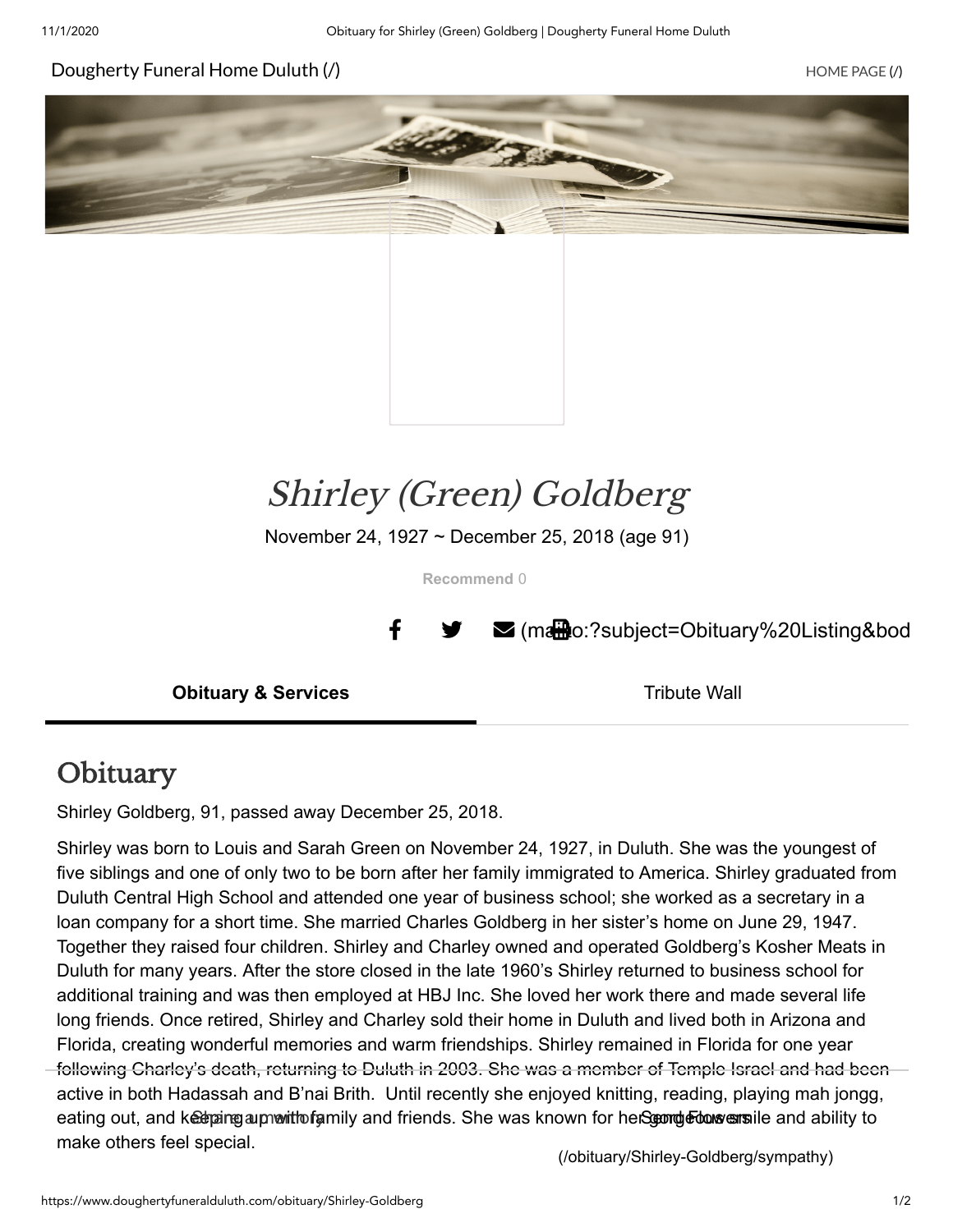Dougherty Funeral Home Duluth (/)

HOME PAGE (/)

# *Shirley (Green) Goldberg*

November 24, 1927 ~ December 25, 2018 (age 91)

**Recommend** 0

(mailto:?subject=Obituary%20Listing&bod

**Obituary & Services** | Tribute Wall

## Obituary

Shirley Goldberg, 91, passed away December 25, 2018.

Shirley was born to Louis and Sarah Green on November 24, 1927, in Duluth. She was the youngest of five siblings and one of only two to be born after her family immigrated to America. Shirley graduated from Duluth Central High School and attended one year of business school; she worked as a secretary in a loan company for a short time. She married Charles Goldberg in her sister's home on June 29, 1947. Together they raised four children. Shirley and Charley owned and operated Goldberg's Kosher Meats in Duluth for many years. After the store closed in the late 1960's Shirley returned to business school for additional training and was then employed at HBJ Inc. She loved her work there and made several life long friends. Once retired, Shirley and Charley sold their home in Duluth and lived both in Arizona and Florida, creating wonderful memories and warm friendships. Shirley remained in Florida for one year following Charley's death, returning to Duluth in 2003. She was a member of Temple Israel and had been active in both Hadassah and B'nai Brith. Until recently she enjoyed knitting, reading, playing mah jongg, eating out, and keeping up with family and friends. She was known for her gorgeous smile and ability to make others feel special.

Share a memory

Send Flowers

(/obituary/Shirley-Goldberg/sympathy)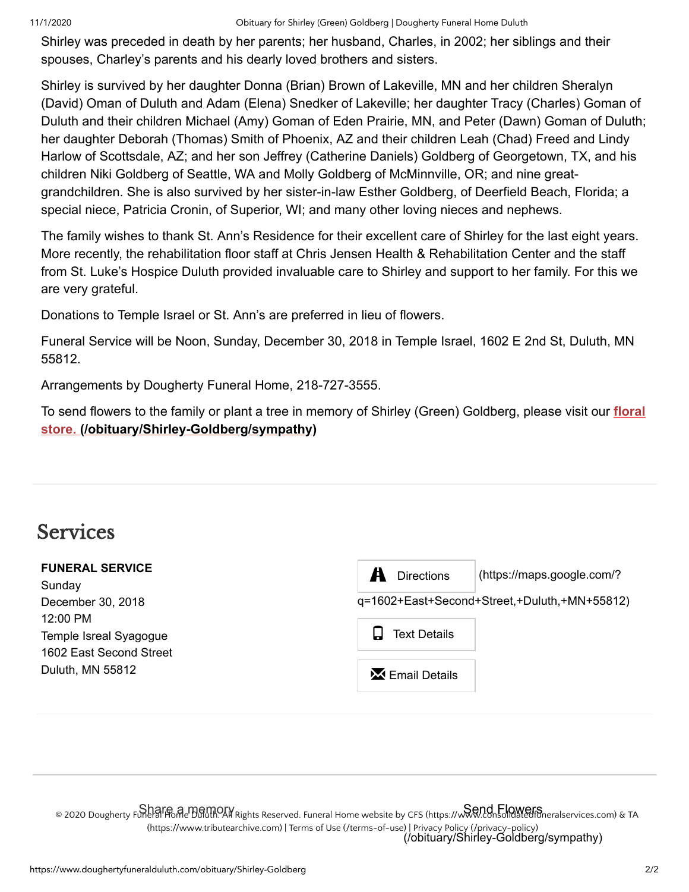Shirley was preceded in death by her parents; her husband, Charles, in 2002; her siblings and their spouses, Charley's parents and his dearly loved brothers and sisters.

Shirley is survived by her daughter Donna (Brian) Brown of Lakeville, MN and her children Sheralyn (David) Oman of Duluth and Adam (Elena) Snedker of Lakeville; her daughter Tracy (Charles) Goman of Duluth and their children Michael (Amy) Goman of Eden Prairie, MN, and Peter (Dawn) Goman of Duluth; her daughter Deborah (Thomas) Smith of Phoenix, AZ and their children Leah (Chad) Freed and Lindy Harlow of Scottsdale, AZ; and her son Jeffrey (Catherine Daniels) Goldberg of Georgetown, TX, and his children Niki Goldberg of Seattle, WA and Molly Goldberg of McMinnville, OR; and nine great-grandchildren. She is also survived by her sister-in-law Esther Goldberg, of Deerfield Beach, Florida; a special niece, Patricia Cronin, of Superior, WI; and many other loving nieces and nephews.

The family wishes to thank St. Ann's Residence for their excellent care of Shirley for the last eight years. More recently, the rehabilitation floor staff at Chris Jensen Health & Rehabilitation Center and the staff from St. Luke's Hospice Duluth provided invaluable care to Shirley and support to her family. For this we are very grateful.

Donations to Temple Israel or St. Ann's are preferred in lieu of flowers.

Funeral Service will be Noon, Sunday, December 30, 2018 in Temple Israel, 1602 E 2nd St, Duluth, MN 55812.

Arrangements by Dougherty Funeral Home, 218-727-3555.

To send flowers to the family or plant a tree in memory of Shirley (Green) Goldberg, please visit our **floral store. (/obituary/Shirley-Goldberg/sympathy)**

## Services

**FUNERAL SERVICE**
Sunday
December 30, 2018
12:00 PM
Temple Isreal Syagogue
1602 East Second Street
Duluth, MN 55812

Directions (https://maps.google.com/?q=1602+East+Second+Street,+Duluth,+MN+55812)

Text Details

Email Details

Share a memory

Send Flowers (/obituary/Shirley-Goldberg/sympathy)

© 2020 Dougherty Funeral Home Duluth. All Rights Reserved. Funeral Home website by CFS (https://www.consolidatedfuneralservices.com) & TA (https://www.tributearchive.com) | Terms of Use (/terms-of-use) | Privacy Policy (/privacy-policy)